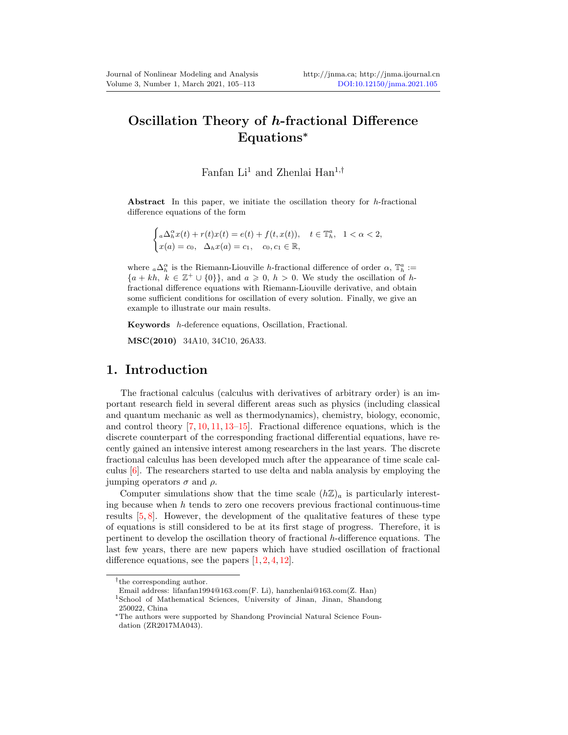# Oscillation Theory of $h$-fractional Difference Equations*

Fanfan Li[1] and Zhenlai Han[1,†]

**Abstract** In this paper, we initiate the oscillation theory for $h$-fractional difference equations of the form

$$\begin{cases} {}_a\Delta_h^\alpha x(t) + r(t)x(t) = e(t) + f(t, x(t)), & t \in \mathbb{T}_h^a, \quad 1 < \alpha < 2, \\ x(a) = c_0, \quad \Delta_h x(a) = c_1, & c_0, c_1 \in \mathbb{R}, \end{cases}$$

where ${}_a\Delta_h^\alpha$ is the Riemann-Liouville $h$-fractional difference of order $\alpha$, $\mathbb{T}_h^a := \{a + kh, \ k \in \mathbb{Z}^+ \cup \{0\}\}$, and $a \geqslant 0$, $h > 0$. We study the oscillation of $h$-fractional difference equations with Riemann-Liouville derivative, and obtain some sufficient conditions for oscillation of every solution. Finally, we give an example to illustrate our main results.

**Keywords** $h$-deference equations, Oscillation, Fractional.

**MSC(2010)** 34A10, 34C10, 26A33.

## 1. Introduction

The fractional calculus (calculus with derivatives of arbitrary order) is an important research field in several different areas such as physics (including classical and quantum mechanic as well as thermodynamics), chemistry, biology, economic, and control theory [7, 10, 11, 13–15]. Fractional difference equations, which is the discrete counterpart of the corresponding fractional differential equations, have recently gained an intensive interest among researchers in the last years. The discrete fractional calculus has been developed much after the appearance of time scale calculus [6]. The researchers started to use delta and nabla analysis by employing the jumping operators $\sigma$ and $\rho$.

Computer simulations show that the time scale $(h\mathbb{Z})_a$ is particularly interesting because when $h$ tends to zero one recovers previous fractional continuous-time results [5, 8]. However, the development of the qualitative features of these type of equations is still considered to be at its first stage of progress. Therefore, it is pertinent to develop the oscillation theory of fractional $h$-difference equations. The last few years, there are new papers which have studied oscillation of fractional difference equations, see the papers [1, 2, 4, 12].

†the corresponding author.
Email address: lifanfan1994@163.com(F. Li), hanzhenlai@163.com(Z. Han)
[1]School of Mathematical Sciences, University of Jinan, Jinan, Shandong 250022, China
*The authors were supported by Shandong Provincial Natural Science Foundation (ZR2017MA043).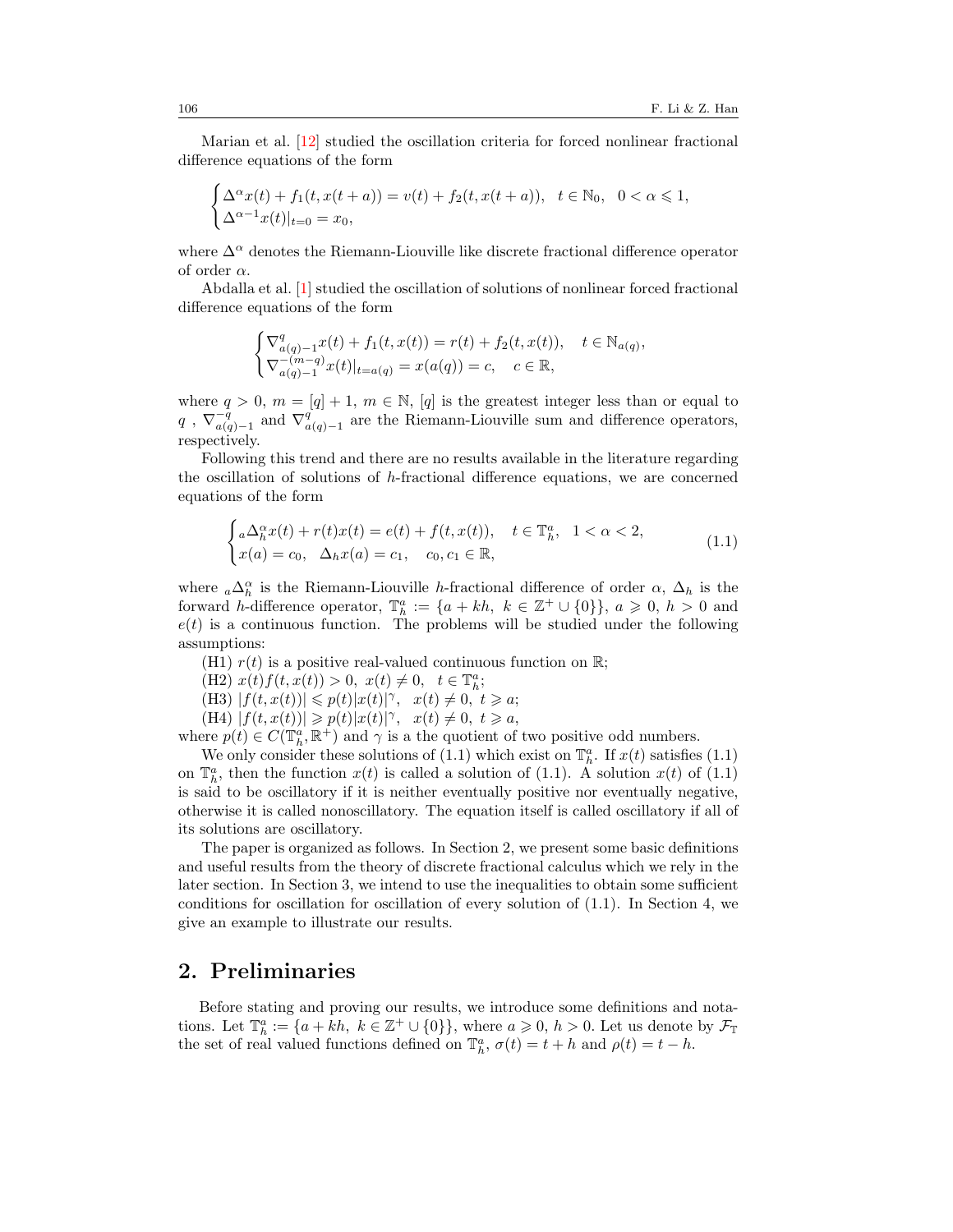Marian et al. [12] studied the oscillation criteria for forced nonlinear fractional difference equations of the form

$$
\begin{cases}
\Delta^{\alpha} x(t) + f_1(t, x(t+a)) = v(t) + f_2(t, x(t+a)), & t \in \mathbb{N}_0, \quad 0 < \alpha \leqslant 1, \\
\Delta^{\alpha-1} x(t)|_{t=0} = x_0,
\end{cases}
$$

where $\Delta^{\alpha}$ denotes the Riemann-Liouville like discrete fractional difference operator of order $\alpha$.

Abdalla et al. [1] studied the oscillation of solutions of nonlinear forced fractional difference equations of the form

$$
\begin{cases}
\nabla^{q}_{a(q)-1} x(t) + f_1(t, x(t)) = r(t) + f_2(t, x(t)), & t \in \mathbb{N}_{a(q)}, \\
\nabla^{-(m-q)}_{a(q)-1} x(t)|_{t=a(q)} = x(a(q)) = c, & c \in \mathbb{R},
\end{cases}
$$

where $q > 0$, $m = [q] + 1$, $m \in \mathbb{N}$, $[q]$ is the greatest integer less than or equal to $q$ , $\nabla^{-q}_{a(q)-1}$ and $\nabla^{q}_{a(q)-1}$ are the Riemann-Liouville sum and difference operators, respectively.

Following this trend and there are no results available in the literature regarding the oscillation of solutions of $h$-fractional difference equations, we are concerned equations of the form

$$
\begin{cases}
{}_a\Delta^{\alpha}_h x(t) + r(t)x(t) = e(t) + f(t, x(t)), & t \in \mathbb{T}^a_h, \quad 1 < \alpha < 2, \\
x(a) = c_0, \quad \Delta_h x(a) = c_1, \quad c_0, c_1 \in \mathbb{R},
\end{cases}
\tag{1.1}
$$

where ${}_a\Delta^{\alpha}_h$ is the Riemann-Liouville $h$-fractional difference of order $\alpha$, $\Delta_h$ is the forward $h$-difference operator, $\mathbb{T}^a_h := \{a + kh,\ k \in \mathbb{Z}^+ \cup \{0\}\}$, $a \geqslant 0$, $h > 0$ and $e(t)$ is a continuous function. The problems will be studied under the following assumptions:

(H1) $r(t)$ is a positive real-valued continuous function on $\mathbb{R}$;

(H2) $x(t)f(t, x(t)) > 0,\ x(t) \neq 0,\ \ t \in \mathbb{T}^a_h$;

(H3) $|f(t, x(t))| \leqslant p(t)|x(t)|^{\gamma},\ \ x(t) \neq 0,\ t \geqslant a$;

(H4) $|f(t, x(t))| \geqslant p(t)|x(t)|^{\gamma},\ \ x(t) \neq 0,\ t \geqslant a$,

where $p(t) \in C(\mathbb{T}^a_h, \mathbb{R}^+)$ and $\gamma$ is a the quotient of two positive odd numbers.

We only consider these solutions of (1.1) which exist on $\mathbb{T}^a_h$. If $x(t)$ satisfies (1.1) on $\mathbb{T}^a_h$, then the function $x(t)$ is called a solution of (1.1). A solution $x(t)$ of (1.1) is said to be oscillatory if it is neither eventually positive nor eventually negative, otherwise it is called nonoscillatory. The equation itself is called oscillatory if all of its solutions are oscillatory.

The paper is organized as follows. In Section 2, we present some basic definitions and useful results from the theory of discrete fractional calculus which we rely in the later section. In Section 3, we intend to use the inequalities to obtain some sufficient conditions for oscillation for oscillation of every solution of (1.1). In Section 4, we give an example to illustrate our results.

## 2. Preliminaries

Before stating and proving our results, we introduce some definitions and notations. Let $\mathbb{T}^a_h := \{a + kh,\ k \in \mathbb{Z}^+ \cup \{0\}\}$, where $a \geqslant 0$, $h > 0$. Let us denote by $\mathcal{F}_{\mathbb{T}}$ the set of real valued functions defined on $\mathbb{T}^a_h$, $\sigma(t) = t + h$ and $\rho(t) = t - h$.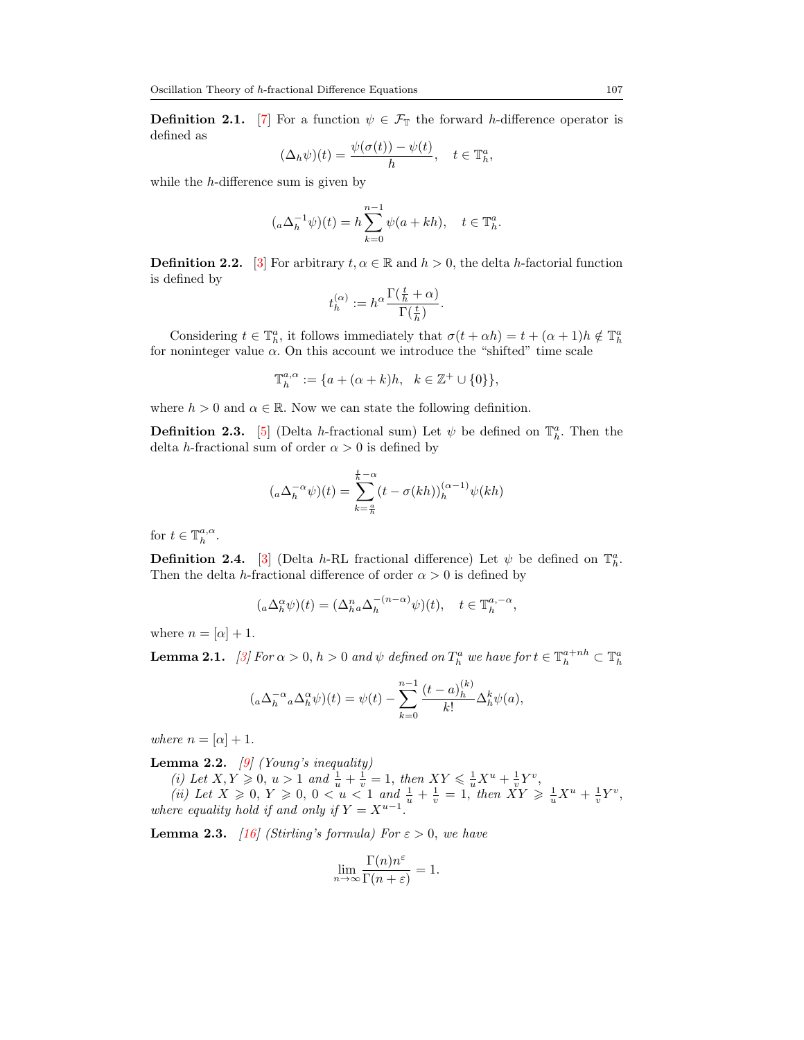**Definition 2.1.** [7] For a function $\psi \in \mathcal{F}_{\mathbb{T}}$ the forward $h$-difference operator is defined as

$$(\Delta_h \psi)(t) = \frac{\psi(\sigma(t)) - \psi(t)}{h}, \quad t \in \mathbb{T}_h^a,$$

while the $h$-difference sum is given by

$$({}_a\Delta_h^{-1}\psi)(t) = h\sum_{k=0}^{n-1} \psi(a + kh), \quad t \in \mathbb{T}_h^a.$$

**Definition 2.2.** [3] For arbitrary $t, \alpha \in \mathbb{R}$ and $h > 0$, the delta $h$-factorial function is defined by

$$t_h^{(\alpha)} := h^\alpha \frac{\Gamma(\frac{t}{h} + \alpha)}{\Gamma(\frac{t}{h})}.$$

Considering $t \in \mathbb{T}_h^a$, it follows immediately that $\sigma(t + \alpha h) = t + (\alpha + 1)h \notin \mathbb{T}_h^a$ for noninteger value $\alpha$. On this account we introduce the "shifted" time scale

$$\mathbb{T}_h^{a,\alpha} := \{a + (\alpha + k)h, \quad k \in \mathbb{Z}^+ \cup \{0\}\},$$

where $h > 0$ and $\alpha \in \mathbb{R}$. Now we can state the following definition.

**Definition 2.3.** [5] (Delta $h$-fractional sum) Let $\psi$ be defined on $\mathbb{T}_h^a$. Then the delta $h$-fractional sum of order $\alpha > 0$ is defined by

$$({}_a\Delta_h^{-\alpha}\psi)(t) = \sum_{k=\frac{a}{h}}^{\frac{t}{h}-\alpha} (t - \sigma(kh))_h^{(\alpha-1)} \psi(kh)$$

for $t \in \mathbb{T}_h^{a,\alpha}$.

**Definition 2.4.** [3] (Delta $h$-RL fractional difference) Let $\psi$ be defined on $\mathbb{T}_h^a$. Then the delta $h$-fractional difference of order $\alpha > 0$ is defined by

$$({}_a\Delta_h^{\alpha}\psi)(t) = (\Delta_h^n {}_a\Delta_h^{-(n-\alpha)}\psi)(t), \quad t \in \mathbb{T}_h^{a,-\alpha},$$

where $n = [\alpha] + 1$.

**Lemma 2.1.** *[3] For $\alpha > 0$, $h > 0$ and $\psi$ defined on $T_h^a$ we have for $t \in \mathbb{T}_h^{a+nh} \subset \mathbb{T}_h^a$*

$$({}_a\Delta_h^{-\alpha}\, {}_a\Delta_h^{\alpha}\psi)(t) = \psi(t) - \sum_{k=0}^{n-1} \frac{(t-a)_h^{(k)}}{k!} \Delta_h^k \psi(a),$$

*where $n = [\alpha] + 1$.*

**Lemma 2.2.** *[9] (Young's inequality)*

*(i) Let $X, Y \geqslant 0$, $u > 1$ and $\frac{1}{u} + \frac{1}{v} = 1$, then $XY \leqslant \frac{1}{u}X^u + \frac{1}{v}Y^v$,*

*(ii) Let $X \geqslant 0$, $Y \geqslant 0$, $0 < u < 1$ and $\frac{1}{u} + \frac{1}{v} = 1$, then $XY \geqslant \frac{1}{u}X^u + \frac{1}{v}Y^v$, where equality hold if and only if $Y = X^{u-1}$.*

**Lemma 2.3.** *[16] (Stirling's formula) For $\varepsilon > 0$, we have*

$$\lim_{n\to\infty} \frac{\Gamma(n)n^\varepsilon}{\Gamma(n+\varepsilon)} = 1.$$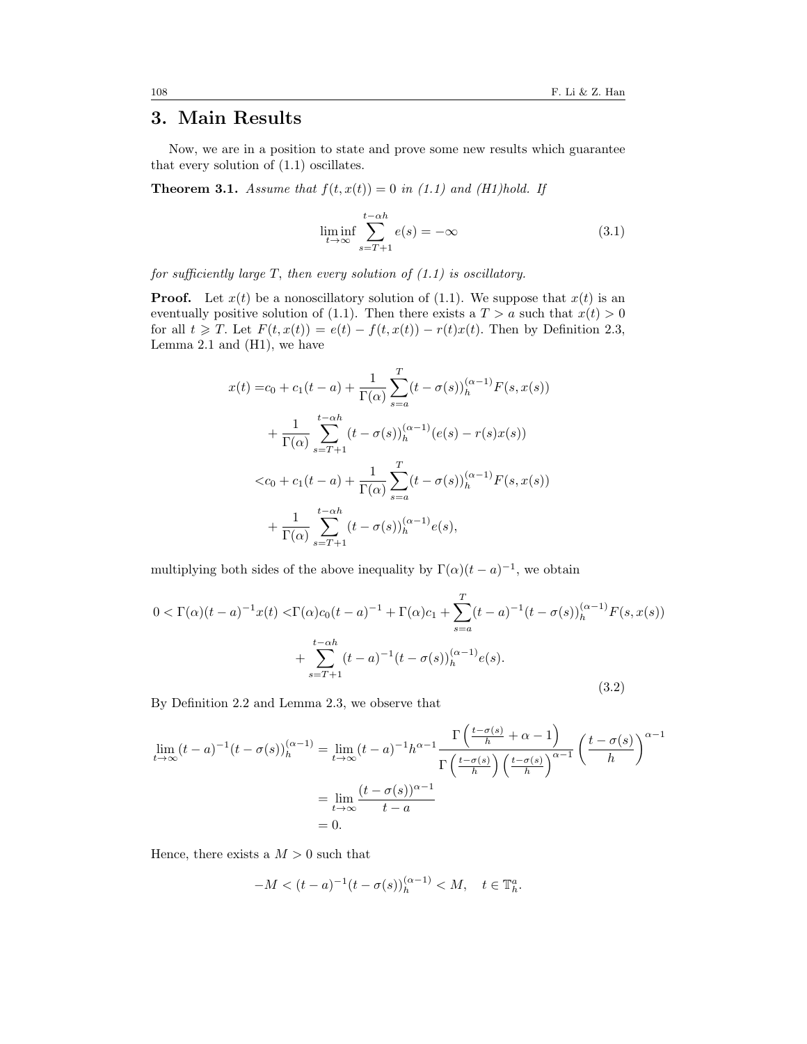# 3. Main Results

Now, we are in a position to state and prove some new results which guarantee that every solution of (1.1) oscillates.

**Theorem 3.1.** *Assume that $f(t,x(t)) = 0$ in (1.1) and (H1)hold. If*

$$\liminf_{t\to\infty} \sum_{s=T+1}^{t-\alpha h} e(s) = -\infty \tag{3.1}$$

*for sufficiently large $T$, then every solution of (1.1) is oscillatory.*

**Proof.** Let $x(t)$ be a nonoscillatory solution of (1.1). We suppose that $x(t)$ is an eventually positive solution of (1.1). Then there exists a $T > a$ such that $x(t) > 0$ for all $t \geqslant T$. Let $F(t,x(t)) = e(t) - f(t,x(t)) - r(t)x(t)$. Then by Definition 2.3, Lemma 2.1 and (H1), we have

$$\begin{aligned}
x(t) =& c_0 + c_1(t-a) + \frac{1}{\Gamma(\alpha)} \sum_{s=a}^{T} (t-\sigma(s))_h^{(\alpha-1)} F(s,x(s)) \\
&+ \frac{1}{\Gamma(\alpha)} \sum_{s=T+1}^{t-\alpha h} (t-\sigma(s))_h^{(\alpha-1)} (e(s) - r(s)x(s)) \\
<& c_0 + c_1(t-a) + \frac{1}{\Gamma(\alpha)} \sum_{s=a}^{T} (t-\sigma(s))_h^{(\alpha-1)} F(s,x(s)) \\
&+ \frac{1}{\Gamma(\alpha)} \sum_{s=T+1}^{t-\alpha h} (t-\sigma(s))_h^{(\alpha-1)} e(s),
\end{aligned}$$

multiplying both sides of the above inequality by $\Gamma(\alpha)(t-a)^{-1}$, we obtain

$$\begin{aligned}
0 < \Gamma(\alpha)(t-a)^{-1}x(t) <& \Gamma(\alpha)c_0(t-a)^{-1} + \Gamma(\alpha)c_1 + \sum_{s=a}^{T} (t-a)^{-1}(t-\sigma(s))_h^{(\alpha-1)} F(s,x(s)) \\
&+ \sum_{s=T+1}^{t-\alpha h} (t-a)^{-1}(t-\sigma(s))_h^{(\alpha-1)} e(s).
\end{aligned} \tag{3.2}$$

By Definition 2.2 and Lemma 2.3, we observe that

$$\begin{aligned}
\lim_{t\to\infty} (t-a)^{-1}(t-\sigma(s))_h^{(\alpha-1)} &= \lim_{t\to\infty} (t-a)^{-1} h^{\alpha-1} \frac{\Gamma\left(\frac{t-\sigma(s)}{h} + \alpha - 1\right)}{\Gamma\left(\frac{t-\sigma(s)}{h}\right)\left(\frac{t-\sigma(s)}{h}\right)^{\alpha-1}} \left(\frac{t-\sigma(s)}{h}\right)^{\alpha-1} \\
&= \lim_{t\to\infty} \frac{(t-\sigma(s))^{\alpha-1}}{t-a} \\
&= 0.
\end{aligned}$$

Hence, there exists a $M > 0$ such that

$$-M < (t-a)^{-1}(t-\sigma(s))_h^{(\alpha-1)} < M, \quad t \in \mathbb{T}_h^a.$$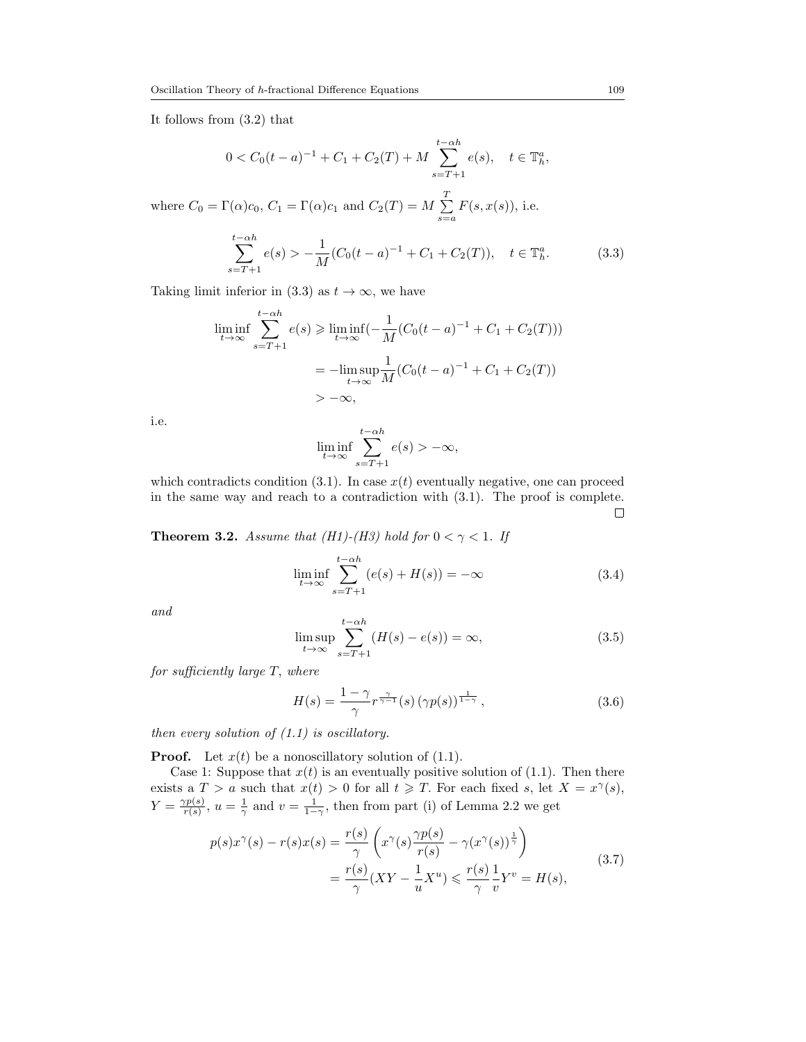It follows from (3.2) that

$$0 < C_0(t-a)^{-1} + C_1 + C_2(T) + M \sum_{s=T+1}^{t-\alpha h} e(s), \quad t \in \mathbb{T}_h^a,$$

where $C_0 = \Gamma(\alpha)c_0$, $C_1 = \Gamma(\alpha)c_1$ and $C_2(T) = M \sum_{s=a}^{T} F(s, x(s))$, i.e.

$$\sum_{s=T+1}^{t-\alpha h} e(s) > -\frac{1}{M}(C_0(t-a)^{-1} + C_1 + C_2(T)), \quad t \in \mathbb{T}_h^a. \tag{3.3}$$

Taking limit inferior in (3.3) as $t \to \infty$, we have

$$\begin{aligned}
\liminf_{t\to\infty} \sum_{s=T+1}^{t-\alpha h} e(s) &\geqslant \liminf_{t\to\infty}(-\frac{1}{M}(C_0(t-a)^{-1} + C_1 + C_2(T))) \\
&= -\limsup_{t\to\infty} \frac{1}{M}(C_0(t-a)^{-1} + C_1 + C_2(T)) \\
&> -\infty,
\end{aligned}$$

i.e.

$$\liminf_{t\to\infty} \sum_{s=T+1}^{t-\alpha h} e(s) > -\infty,$$

which contradicts condition (3.1). In case $x(t)$ eventually negative, one can proceed in the same way and reach to a contradiction with (3.1). The proof is complete. □

**Theorem 3.2.** *Assume that (H1)-(H3) hold for $0 < \gamma < 1$. If*

$$\liminf_{t\to\infty} \sum_{s=T+1}^{t-\alpha h} (e(s) + H(s)) = -\infty \tag{3.4}$$

*and*

$$\limsup_{t\to\infty} \sum_{s=T+1}^{t-\alpha h} (H(s) - e(s)) = \infty, \tag{3.5}$$

*for sufficiently large $T$, where*

$$H(s) = \frac{1-\gamma}{\gamma} r^{\frac{\gamma}{\gamma-1}}(s) \left(\gamma p(s)\right)^{\frac{1}{1-\gamma}}, \tag{3.6}$$

*then every solution of (1.1) is oscillatory.*

**Proof.** Let $x(t)$ be a nonoscillatory solution of (1.1).

Case 1: Suppose that $x(t)$ is an eventually positive solution of (1.1). Then there exists a $T > a$ such that $x(t) > 0$ for all $t \geqslant T$. For each fixed $s$, let $X = x^\gamma(s)$, $Y = \frac{\gamma p(s)}{r(s)}$, $u = \frac{1}{\gamma}$ and $v = \frac{1}{1-\gamma}$, then from part (i) of Lemma 2.2 we get

$$\begin{aligned}
p(s)x^\gamma(s) - r(s)x(s) &= \frac{r(s)}{\gamma}\left(x^\gamma(s)\frac{\gamma p(s)}{r(s)} - \gamma(x^\gamma(s))^{\frac{1}{\gamma}}\right) \\
&= \frac{r(s)}{\gamma}(XY - \frac{1}{u}X^u) \leqslant \frac{r(s)}{\gamma}\frac{1}{v}Y^v = H(s),
\end{aligned} \tag{3.7}$$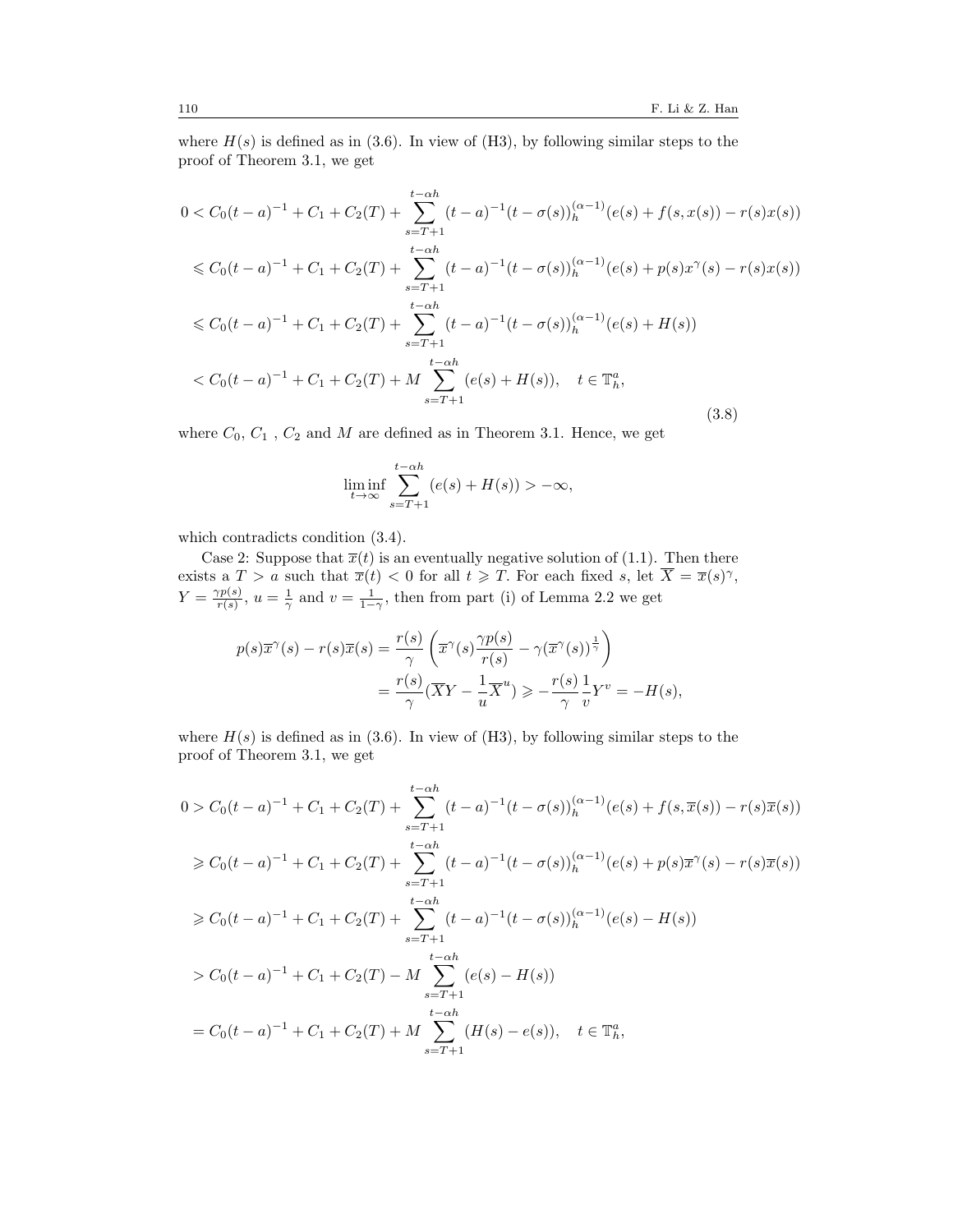where $H(s)$ is defined as in (3.6). In view of (H3), by following similar steps to the proof of Theorem 3.1, we get

$$
\begin{aligned}
0 &< C_0(t-a)^{-1} + C_1 + C_2(T) + \sum_{s=T+1}^{t-\alpha h}(t-a)^{-1}(t-\sigma(s))_h^{(\alpha-1)}(e(s)+f(s,x(s))-r(s)x(s)) \\
&\leqslant C_0(t-a)^{-1} + C_1 + C_2(T) + \sum_{s=T+1}^{t-\alpha h}(t-a)^{-1}(t-\sigma(s))_h^{(\alpha-1)}(e(s)+p(s)x^{\gamma}(s)-r(s)x(s)) \\
&\leqslant C_0(t-a)^{-1} + C_1 + C_2(T) + \sum_{s=T+1}^{t-\alpha h}(t-a)^{-1}(t-\sigma(s))_h^{(\alpha-1)}(e(s)+H(s)) \\
&< C_0(t-a)^{-1} + C_1 + C_2(T) + M\sum_{s=T+1}^{t-\alpha h}(e(s)+H(s)), \quad t \in \mathbb{T}_h^a,
\end{aligned} \tag{3.8}
$$

where $C_0$, $C_1$ , $C_2$ and $M$ are defined as in Theorem 3.1. Hence, we get

$$
\liminf_{t\to\infty}\sum_{s=T+1}^{t-\alpha h}(e(s)+H(s)) > -\infty,
$$

which contradicts condition (3.4).

Case 2: Suppose that $\overline{x}(t)$ is an eventually negative solution of (1.1). Then there exists a $T > a$ such that $\overline{x}(t) < 0$ for all $t \geqslant T$. For each fixed $s$, let $\overline{X} = \overline{x}(s)^{\gamma}$, $Y = \frac{\gamma p(s)}{r(s)}$, $u = \frac{1}{\gamma}$ and $v = \frac{1}{1-\gamma}$, then from part (i) of Lemma 2.2 we get

$$
\begin{aligned}
p(s)\overline{x}^{\gamma}(s) - r(s)\overline{x}(s) &= \frac{r(s)}{\gamma}\left(\overline{x}^{\gamma}(s)\frac{\gamma p(s)}{r(s)} - \gamma(\overline{x}^{\gamma}(s))^{\frac{1}{\gamma}}\right) \\
&= \frac{r(s)}{\gamma}(\overline{X}Y - \frac{1}{u}\overline{X}^{u}) \geqslant -\frac{r(s)}{\gamma}\frac{1}{v}Y^{v} = -H(s),
\end{aligned}
$$

where $H(s)$ is defined as in (3.6). In view of (H3), by following similar steps to the proof of Theorem 3.1, we get

$$
\begin{aligned}
0 &> C_0(t-a)^{-1} + C_1 + C_2(T) + \sum_{s=T+1}^{t-\alpha h}(t-a)^{-1}(t-\sigma(s))_h^{(\alpha-1)}(e(s)+f(s,\overline{x}(s))-r(s)\overline{x}(s)) \\
&\geqslant C_0(t-a)^{-1} + C_1 + C_2(T) + \sum_{s=T+1}^{t-\alpha h}(t-a)^{-1}(t-\sigma(s))_h^{(\alpha-1)}(e(s)+p(s)\overline{x}^{\gamma}(s)-r(s)\overline{x}(s)) \\
&\geqslant C_0(t-a)^{-1} + C_1 + C_2(T) + \sum_{s=T+1}^{t-\alpha h}(t-a)^{-1}(t-\sigma(s))_h^{(\alpha-1)}(e(s)-H(s)) \\
&> C_0(t-a)^{-1} + C_1 + C_2(T) - M\sum_{s=T+1}^{t-\alpha h}(e(s)-H(s)) \\
&= C_0(t-a)^{-1} + C_1 + C_2(T) + M\sum_{s=T+1}^{t-\alpha h}(H(s)-e(s)), \quad t \in \mathbb{T}_h^a,
\end{aligned}
$$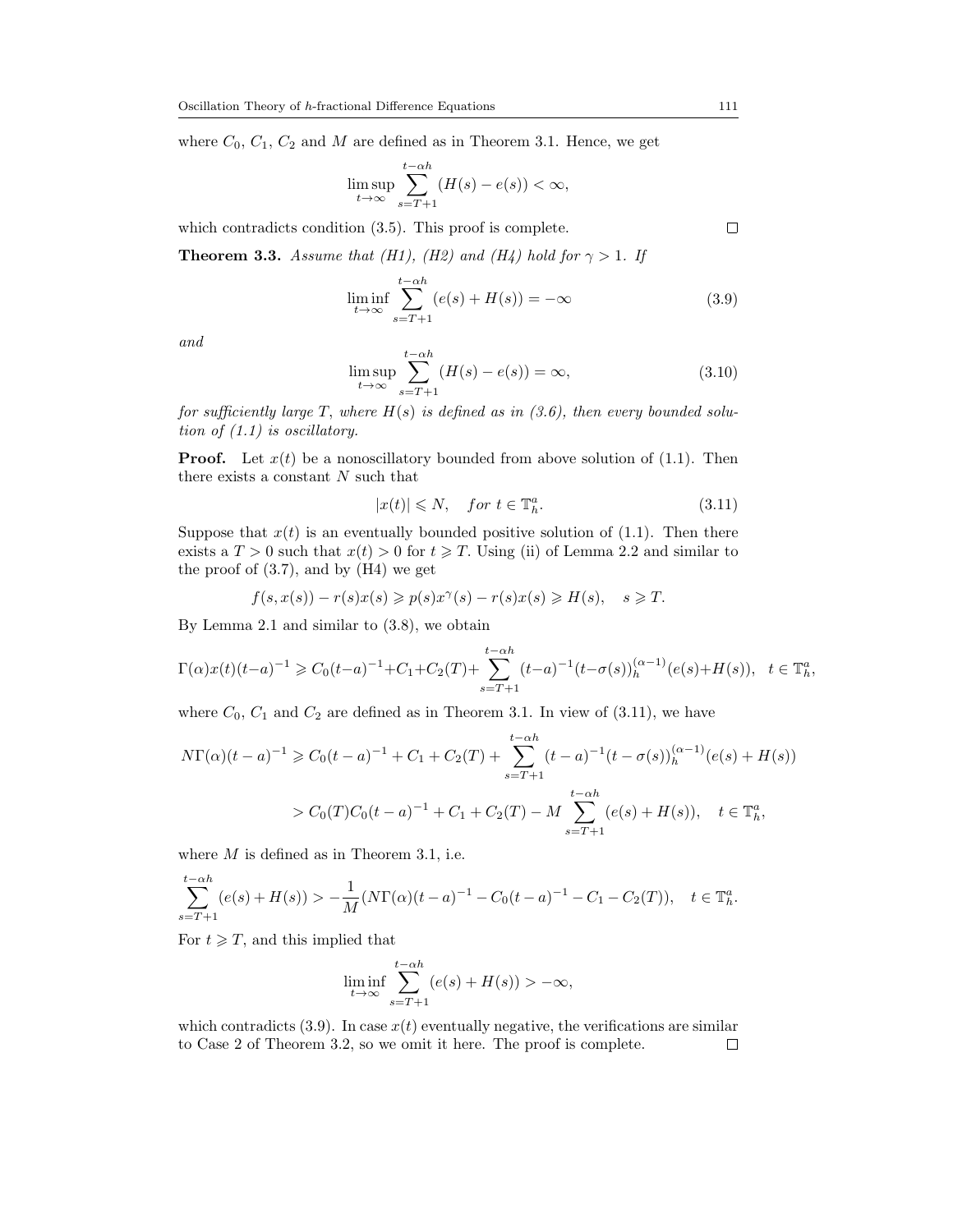where $C_0$, $C_1$, $C_2$ and $M$ are defined as in Theorem 3.1. Hence, we get

$$\limsup_{t\to\infty} \sum_{s=T+1}^{t-\alpha h} (H(s) - e(s)) < \infty,$$

which contradicts condition (3.5). This proof is complete. $\square$

**Theorem 3.3.** *Assume that (H1), (H2) and (H4) hold for $\gamma > 1$. If*

$$\liminf_{t\to\infty} \sum_{s=T+1}^{t-\alpha h} (e(s) + H(s)) = -\infty \tag{3.9}$$

*and*

$$\limsup_{t\to\infty} \sum_{s=T+1}^{t-\alpha h} (H(s) - e(s)) = \infty, \tag{3.10}$$

*for sufficiently large $T$, where $H(s)$ is defined as in (3.6), then every bounded solution of (1.1) is oscillatory.*

**Proof.** Let $x(t)$ be a nonoscillatory bounded from above solution of (1.1). Then there exists a constant $N$ such that

$$|x(t)| \leqslant N, \quad for\ t \in \mathbb{T}_h^a. \tag{3.11}$$

Suppose that $x(t)$ is an eventually bounded positive solution of (1.1). Then there exists a $T > 0$ such that $x(t) > 0$ for $t \geqslant T$. Using (ii) of Lemma 2.2 and similar to the proof of (3.7), and by (H4) we get

$$f(s, x(s)) - r(s)x(s) \geqslant p(s)x^{\gamma}(s) - r(s)x(s) \geqslant H(s), \quad s \geqslant T.$$

By Lemma 2.1 and similar to (3.8), we obtain

$$\Gamma(\alpha)x(t)(t-a)^{-1} \geqslant C_0(t-a)^{-1}+C_1+C_2(T)+\sum_{s=T+1}^{t-\alpha h}(t-a)^{-1}(t-\sigma(s))_h^{(\alpha-1)}(e(s)+H(s)), \quad t \in \mathbb{T}_h^a,$$

where $C_0$, $C_1$ and $C_2$ are defined as in Theorem 3.1. In view of (3.11), we have

$$\begin{aligned}
N\Gamma(\alpha)(t-a)^{-1} &\geqslant C_0(t-a)^{-1} + C_1 + C_2(T) + \sum_{s=T+1}^{t-\alpha h}(t-a)^{-1}(t-\sigma(s))_h^{(\alpha-1)}(e(s) + H(s)) \\
&> C_0(T)C_0(t-a)^{-1} + C_1 + C_2(T) - M\sum_{s=T+1}^{t-\alpha h}(e(s) + H(s)), \quad t \in \mathbb{T}_h^a,
\end{aligned}$$

where $M$ is defined as in Theorem 3.1, i.e.

$$\sum_{s=T+1}^{t-\alpha h}(e(s) + H(s)) > -\frac{1}{M}(N\Gamma(\alpha)(t-a)^{-1} - C_0(t-a)^{-1} - C_1 - C_2(T)), \quad t \in \mathbb{T}_h^a.$$

For $t \geqslant T$, and this implied that

$$\liminf_{t\to\infty} \sum_{s=T+1}^{t-\alpha h} (e(s) + H(s)) > -\infty,$$

which contradicts (3.9). In case $x(t)$ eventually negative, the verifications are similar to Case 2 of Theorem 3.2, so we omit it here. The proof is complete. $\square$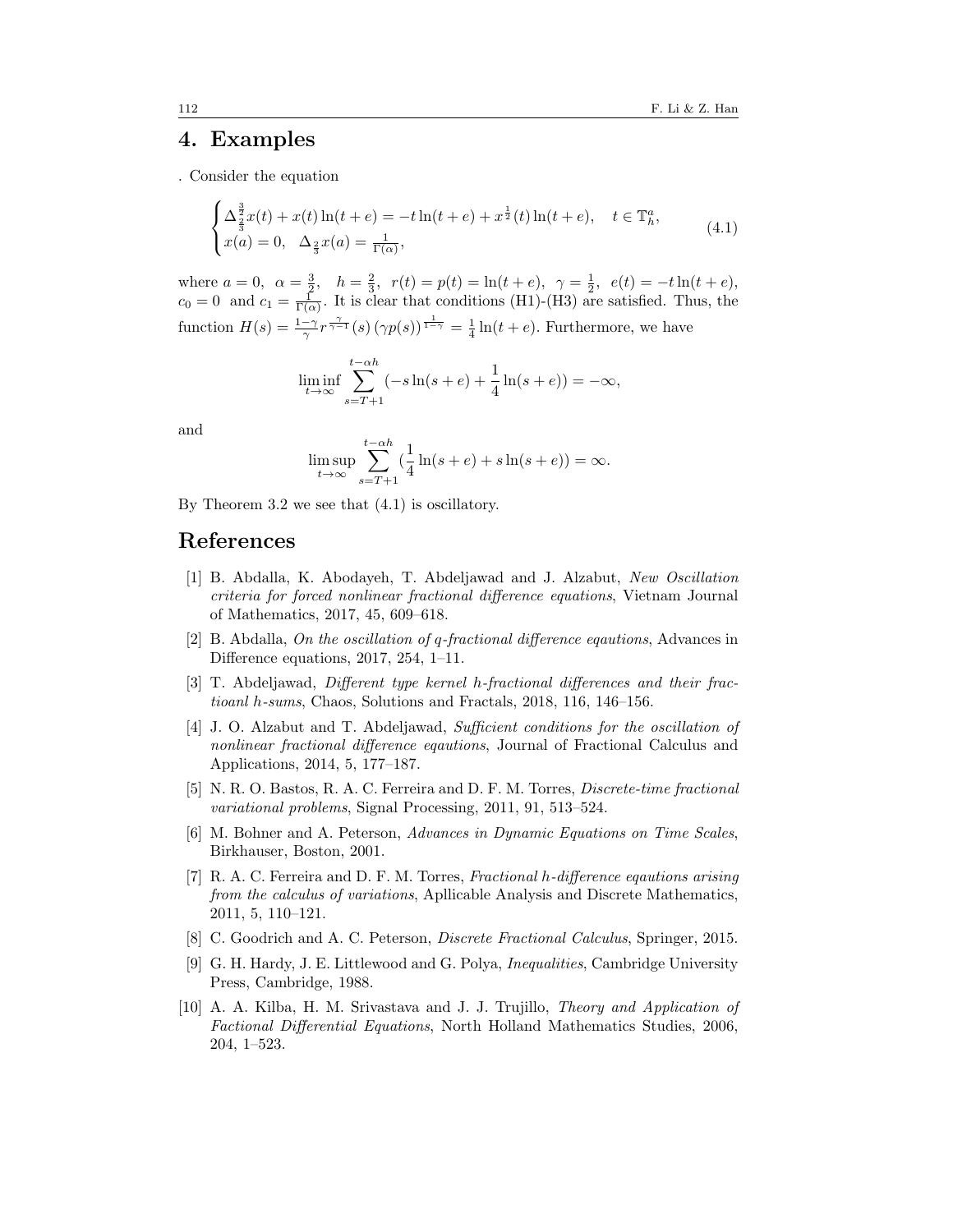## 4. Examples

. Consider the equation

$$
\begin{cases}
\Delta_{\frac{2}{3}}^{\frac{3}{2}} x(t) + x(t)\ln(t+e) = -t\ln(t+e) + x^{\frac{1}{2}}(t)\ln(t+e), & t \in \mathbb{T}_h^a, \\
x(a) = 0, \quad \Delta_{\frac{2}{3}} x(a) = \frac{1}{\Gamma(\alpha)},
\end{cases}
\tag{4.1}
$$

where $a = 0$, $\alpha = \frac{3}{2}$, $h = \frac{2}{3}$, $r(t) = p(t) = \ln(t+e)$, $\gamma = \frac{1}{2}$, $e(t) = -t\ln(t+e)$, $c_0 = 0$ and $c_1 = \frac{1}{\Gamma(\alpha)}$. It is clear that conditions (H1)-(H3) are satisfied. Thus, the function $H(s) = \frac{1-\gamma}{\gamma} r^{\frac{\gamma}{\gamma-1}}(s)\,(\gamma p(s))^{\frac{1}{1-\gamma}} = \frac{1}{4}\ln(t+e)$. Furthermore, we have

$$
\liminf_{t\to\infty} \sum_{s=T+1}^{t-\alpha h} \left(-s\ln(s+e) + \frac{1}{4}\ln(s+e)\right) = -\infty,
$$

and

$$
\limsup_{t\to\infty} \sum_{s=T+1}^{t-\alpha h} \left(\frac{1}{4}\ln(s+e) + s\ln(s+e)\right) = \infty.
$$

By Theorem 3.2 we see that (4.1) is oscillatory.

## References

[1] B. Abdalla, K. Abodayeh, T. Abdeljawad and J. Alzabut, *New Oscillation criteria for forced nonlinear fractional difference equations*, Vietnam Journal of Mathematics, 2017, 45, 609–618.

[2] B. Abdalla, *On the oscillation of q-fractional difference eqautions*, Advances in Difference equations, 2017, 254, 1–11.

[3] T. Abdeljawad, *Different type kernel h-fractional differences and their fractioanl h-sums*, Chaos, Solutions and Fractals, 2018, 116, 146–156.

[4] J. O. Alzabut and T. Abdeljawad, *Sufficient conditions for the oscillation of nonlinear fractional difference eqautions*, Journal of Fractional Calculus and Applications, 2014, 5, 177–187.

[5] N. R. O. Bastos, R. A. C. Ferreira and D. F. M. Torres, *Discrete-time fractional variational problems*, Signal Processing, 2011, 91, 513–524.

[6] M. Bohner and A. Peterson, *Advances in Dynamic Equations on Time Scales*, Birkhauser, Boston, 2001.

[7] R. A. C. Ferreira and D. F. M. Torres, *Fractional h-difference eqautions arising from the calculus of variations*, Apllicable Analysis and Discrete Mathematics, 2011, 5, 110–121.

[8] C. Goodrich and A. C. Peterson, *Discrete Fractional Calculus*, Springer, 2015.

[9] G. H. Hardy, J. E. Littlewood and G. Polya, *Inequalities*, Cambridge University Press, Cambridge, 1988.

[10] A. A. Kilba, H. M. Srivastava and J. J. Trujillo, *Theory and Application of Factional Differential Equations*, North Holland Mathematics Studies, 2006, 204, 1–523.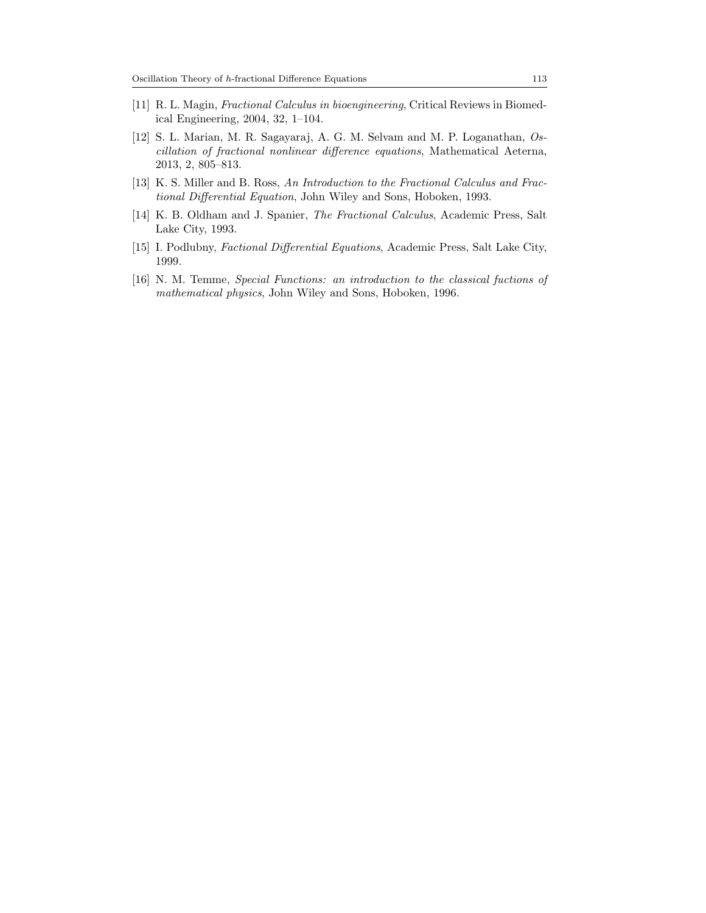[11] R. L. Magin, *Fractional Calculus in bioengineering*, Critical Reviews in Biomedical Engineering, 2004, 32, 1–104.

[12] S. L. Marian, M. R. Sagayaraj, A. G. M. Selvam and M. P. Loganathan, *Oscillation of fractional nonlinear difference equations*, Mathematical Aeterna, 2013, 2, 805–813.

[13] K. S. Miller and B. Ross, *An Introduction to the Fractional Calculus and Fractional Differential Equation*, John Wiley and Sons, Hoboken, 1993.

[14] K. B. Oldham and J. Spanier, *The Fractional Calculus*, Academic Press, Salt Lake City, 1993.

[15] I. Podlubny, *Factional Differential Equations*, Academic Press, Salt Lake City, 1999.

[16] N. M. Temme, *Special Functions: an introduction to the classical fuctions of mathematical physics*, John Wiley and Sons, Hoboken, 1996.